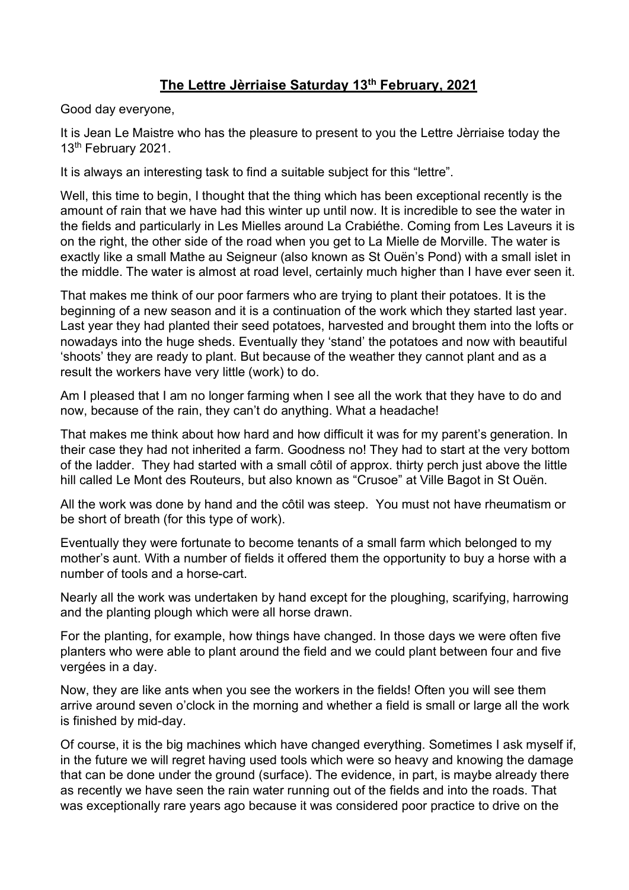# **The Lettre Jèrriaise Saturday 13th February, 2021**

Good day everyone,

It is Jean Le Maistre who has the pleasure to present to you the Lettre Jèrriaise today the 13th February 2021.

It is always an interesting task to find a suitable subject for this "lettre".

Well, this time to begin, I thought that the thing which has been exceptional recently is the amount of rain that we have had this winter up until now. It is incredible to see the water in the fields and particularly in Les Mielles around La Crabiéthe. Coming from Les Laveurs it is on the right, the other side of the road when you get to La Mielle de Morville. The water is exactly like a small Mathe au Seigneur (also known as St Ouën's Pond) with a small islet in the middle. The water is almost at road level, certainly much higher than I have ever seen it.

That makes me think of our poor farmers who are trying to plant their potatoes. It is the beginning of a new season and it is a continuation of the work which they started last year. Last year they had planted their seed potatoes, harvested and brought them into the lofts or nowadays into the huge sheds. Eventually they 'stand' the potatoes and now with beautiful 'shoots' they are ready to plant. But because of the weather they cannot plant and as a result the workers have very little (work) to do.

Am I pleased that I am no longer farming when I see all the work that they have to do and now, because of the rain, they can't do anything. What a headache!

That makes me think about how hard and how difficult it was for my parent's generation. In their case they had not inherited a farm. Goodness no! They had to start at the very bottom of the ladder. They had started with a small côtil of approx. thirty perch just above the little hill called Le Mont des Routeurs, but also known as "Crusoe" at Ville Bagot in St Ouën.

All the work was done by hand and the côtil was steep. You must not have rheumatism or be short of breath (for this type of work).

Eventually they were fortunate to become tenants of a small farm which belonged to my mother's aunt. With a number of fields it offered them the opportunity to buy a horse with a number of tools and a horse-cart.

Nearly all the work was undertaken by hand except for the ploughing, scarifying, harrowing and the planting plough which were all horse drawn.

For the planting, for example, how things have changed. In those days we were often five planters who were able to plant around the field and we could plant between four and five vergées in a day.

Now, they are like ants when you see the workers in the fields! Often you will see them arrive around seven o'clock in the morning and whether a field is small or large all the work is finished by mid-day.

Of course, it is the big machines which have changed everything. Sometimes I ask myself if, in the future we will regret having used tools which were so heavy and knowing the damage that can be done under the ground (surface). The evidence, in part, is maybe already there as recently we have seen the rain water running out of the fields and into the roads. That was exceptionally rare years ago because it was considered poor practice to drive on the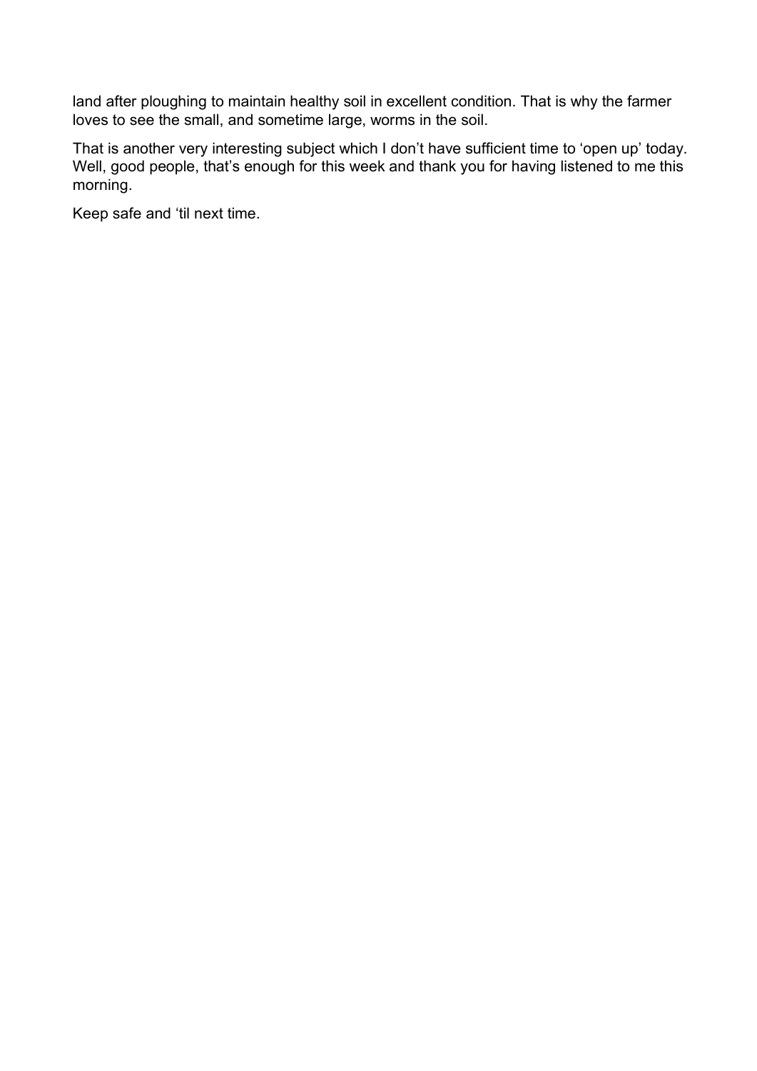land after ploughing to maintain healthy soil in excellent condition. That is why the farmer loves to see the small, and sometime large, worms in the soil.

That is another very interesting subject which I don't have sufficient time to 'open up' today. Well, good people, that's enough for this week and thank you for having listened to me this morning.

Keep safe and 'til next time.